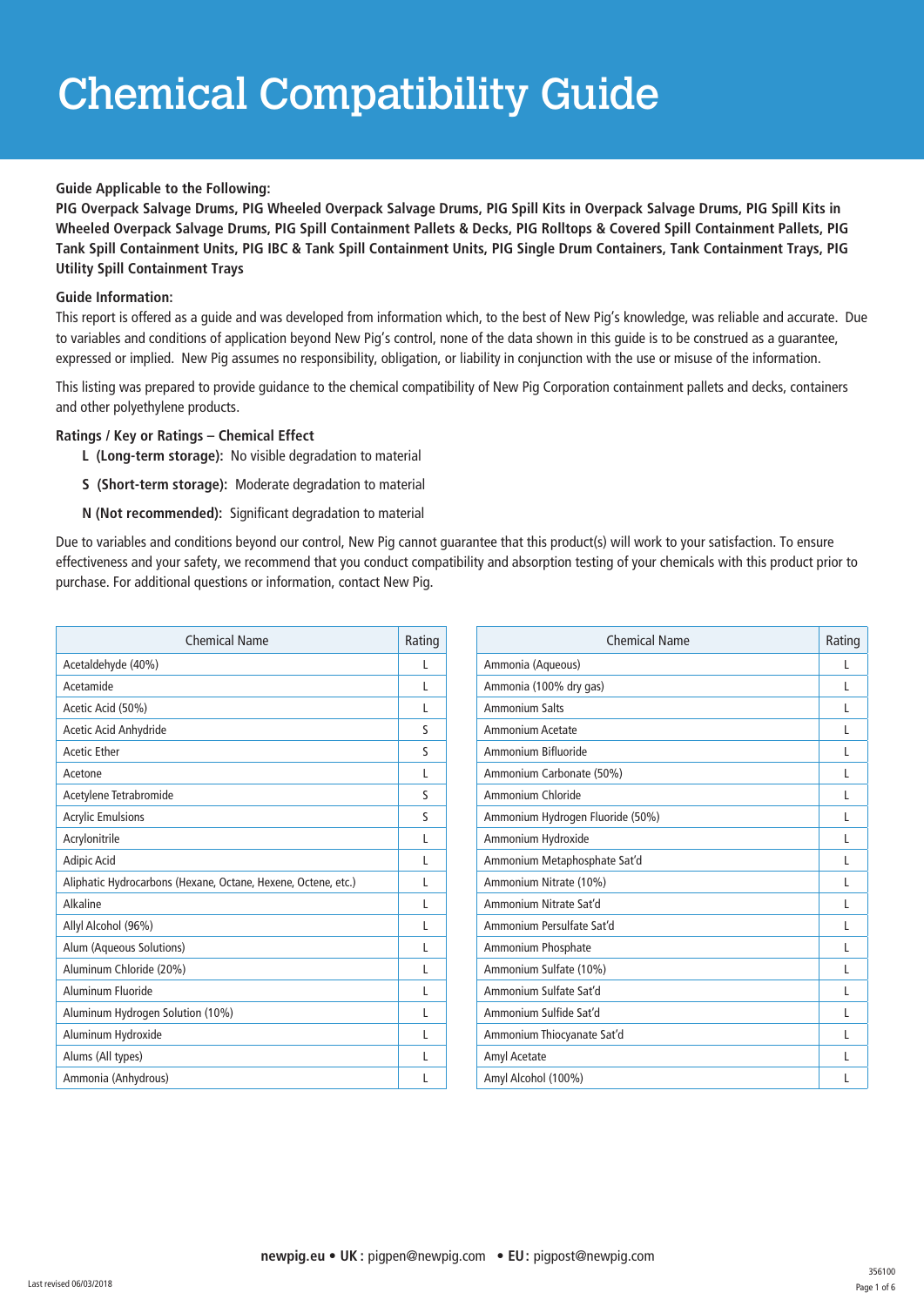# Chemical Compatibility Guide

**Guide Applicable to the Following:**

**PIG Overpack Salvage Drums, PIG Wheeled Overpack Salvage Drums, PIG Spill Kits in Overpack Salvage Drums, PIG Spill Kits in Wheeled Overpack Salvage Drums, PIG Spill Containment Pallets & Decks, PIG Rolltops & Covered Spill Containment Pallets, PIG Tank Spill Containment Units, PIG IBC & Tank Spill Containment Units, PIG Single Drum Containers, Tank Containment Trays, PIG Utility Spill Containment Trays**

**Guide Information:**

This report is offered as a guide and was developed from information which, to the best of New Pig's knowledge, was reliable and accurate. Due to variables and conditions of application beyond New Pig's control, none of the data shown in this guide is to be construed as a guarantee, expressed or implied. New Pig assumes no responsibility, obligation, or liability in conjunction with the use or misuse of the information.

This listing was prepared to provide guidance to the chemical compatibility of New Pig Corporation containment pallets and decks, containers and other polyethylene products.

**Ratings / Key or Ratings – Chemical Effect**

- **L (Long-term storage):** No visible degradation to material
- **S (Short-term storage):** Moderate degradation to material
- **N (Not recommended):** Significant degradation to material

Due to variables and conditions beyond our control, New Pig cannot guarantee that this product(s) will work to your satisfaction. To ensure effectiveness and your safety, we recommend that you conduct compatibility and absorption testing of your chemicals with this product prior to purchase. For additional questions or information, contact New Pig.

| Chemical Name | Rating |
|---|---|
| Acetaldehyde (40%) | L |
| Acetamide | L |
| Acetic Acid (50%) | L |
| Acetic Acid Anhydride | S |
| Acetic Ether | S |
| Acetone | L |
| Acetylene Tetrabromide | S |
| Acrylic Emulsions | S |
| Acrylonitrile | L |
| Adipic Acid | L |
| Aliphatic Hydrocarbons (Hexane, Octane, Hexene, Octene, etc.) | L |
| Alkaline | L |
| Allyl Alcohol (96%) | L |
| Alum (Aqueous Solutions) | L |
| Aluminum Chloride (20%) | L |
| Aluminum Fluoride | L |
| Aluminum Hydrogen Solution (10%) | L |
| Aluminum Hydroxide | L |
| Alums (All types) | L |
| Ammonia (Anhydrous) | L |
| Ammonia (Aqueous) | L |
| Ammonia (100% dry gas) | L |
| Ammonium Salts | L |
| Ammonium Acetate | L |
| Ammonium Bifluoride | L |
| Ammonium Carbonate (50%) | L |
| Ammonium Chloride | L |
| Ammonium Hydrogen Fluoride (50%) | L |
| Ammonium Hydroxide | L |
| Ammonium Metaphosphate Sat'd | L |
| Ammonium Nitrate (10%) | L |
| Ammonium Nitrate Sat'd | L |
| Ammonium Persulfate Sat'd | L |
| Ammonium Phosphate | L |
| Ammonium Sulfate (10%) | L |
| Ammonium Sulfate Sat'd | L |
| Ammonium Sulfide Sat'd | L |
| Ammonium Thiocyanate Sat'd | L |
| Amyl Acetate | L |
| Amyl Alcohol (100%) | L |

**newpig.eu** • **UK:** pigpen@newpig.com • **EU:** pigpost@newpig.com

Last revised 06/03/2018

356100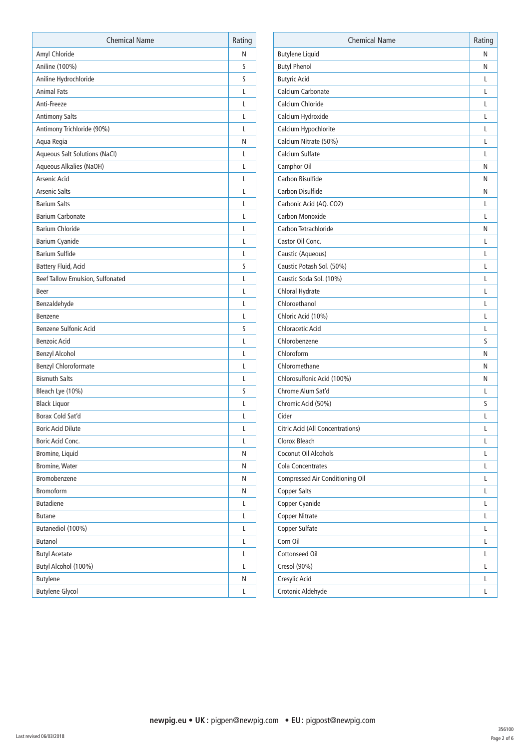| Chemical Name | Rating |
|---|---|
| Amyl Chloride | N |
| Aniline (100%) | S |
| Aniline Hydrochloride | S |
| Animal Fats | L |
| Anti-Freeze | L |
| Antimony Salts | L |
| Antimony Trichloride (90%) | L |
| Aqua Regia | N |
| Aqueous Salt Solutions (NaCl) | L |
| Aqueous Alkalies (NaOH) | L |
| Arsenic Acid | L |
| Arsenic Salts | L |
| Barium Salts | L |
| Barium Carbonate | L |
| Barium Chloride | L |
| Barium Cyanide | L |
| Barium Sulfide | L |
| Battery Fluid, Acid | S |
| Beef Tallow Emulsion, Sulfonated | L |
| Beer | L |
| Benzaldehyde | L |
| Benzene | L |
| Benzene Sulfonic Acid | S |
| Benzoic Acid | L |
| Benzyl Alcohol | L |
| Benzyl Chloroformate | L |
| Bismuth Salts | L |
| Bleach Lye (10%) | S |
| Black Liquor | L |
| Borax Cold Sat'd | L |
| Boric Acid Dilute | L |
| Boric Acid Conc. | L |
| Bromine, Liquid | N |
| Bromine, Water | N |
| Bromobenzene | N |
| Bromoform | N |
| Butadiene | L |
| Butane | L |
| Butanediol (100%) | L |
| Butanol | L |
| Butyl Acetate | L |
| Butyl Alcohol (100%) | L |
| Butylene | N |
| Butylene Glycol | L |
| Butylene Liquid | N |
| Butyl Phenol | N |
| Butyric Acid | L |
| Calcium Carbonate | L |
| Calcium Chloride | L |
| Calcium Hydroxide | L |
| Calcium Hypochlorite | L |
| Calcium Nitrate (50%) | L |
| Calcium Sulfate | L |
| Camphor Oil | N |
| Carbon Bisulfide | N |
| Carbon Disulfide | N |
| Carbonic Acid (AQ. CO2) | L |
| Carbon Monoxide | L |
| Carbon Tetrachloride | N |
| Castor Oil Conc. | L |
| Caustic (Aqueous) | L |
| Caustic Potash Sol. (50%) | L |
| Caustic Soda Sol. (10%) | L |
| Chloral Hydrate | L |
| Chloroethanol | L |
| Chloric Acid (10%) | L |
| Chloracetic Acid | L |
| Chlorobenzene | S |
| Chloroform | N |
| Chloromethane | N |
| Chlorosulfonic Acid (100%) | N |
| Chrome Alum Sat'd | L |
| Chromic Acid (50%) | S |
| Cider | L |
| Citric Acid (All Concentrations) | L |
| Clorox Bleach | L |
| Coconut Oil Alcohols | L |
| Cola Concentrates | L |
| Compressed Air Conditioning Oil | L |
| Copper Salts | L |
| Copper Cyanide | L |
| Copper Nitrate | L |
| Copper Sulfate | L |
| Corn Oil | L |
| Cottonseed Oil | L |
| Cresol (90%) | L |
| Cresylic Acid | L |
| Crotonic Aldehyde | L |

**newpig.eu • UK:** pigpen@newpig.com • **EU:** pigpost@newpig.com

Last revised 06/03/2018

356100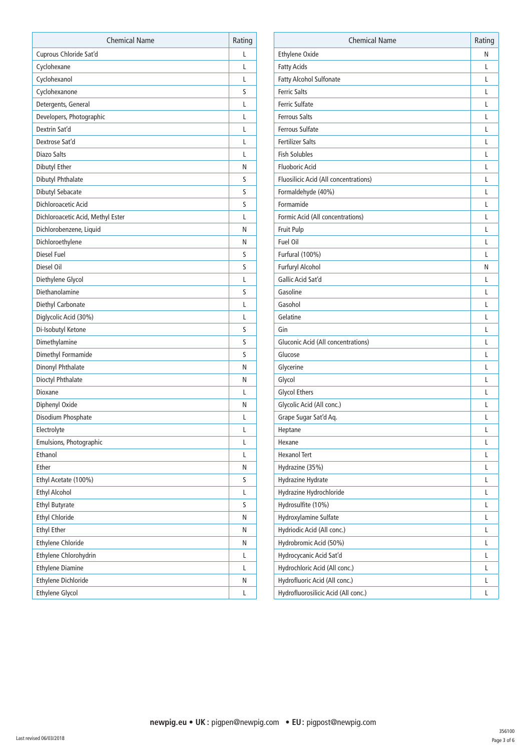| Chemical Name | Rating |
|---|---|
| Cuprous Chloride Sat'd | L |
| Cyclohexane | L |
| Cyclohexanol | L |
| Cyclohexanone | S |
| Detergents, General | L |
| Developers, Photographic | L |
| Dextrin Sat'd | L |
| Dextrose Sat'd | L |
| Diazo Salts | L |
| Dibutyl Ether | N |
| Dibutyl Phthalate | S |
| Dibutyl Sebacate | S |
| Dichloroacetic Acid | S |
| Dichloroacetic Acid, Methyl Ester | L |
| Dichlorobenzene, Liquid | N |
| Dichloroethylene | N |
| Diesel Fuel | S |
| Diesel Oil | S |
| Diethylene Glycol | L |
| Diethanolamine | S |
| Diethyl Carbonate | L |
| Diglycolic Acid (30%) | L |
| Di-Isobutyl Ketone | S |
| Dimethylamine | S |
| Dimethyl Formamide | S |
| Dinonyl Phthalate | N |
| Dioctyl Phthalate | N |
| Dioxane | L |
| Diphenyl Oxide | N |
| Disodium Phosphate | L |
| Electrolyte | L |
| Emulsions, Photographic | L |
| Ethanol | L |
| Ether | N |
| Ethyl Acetate (100%) | S |
| Ethyl Alcohol | L |
| Ethyl Butyrate | S |
| Ethyl Chloride | N |
| Ethyl Ether | N |
| Ethylene Chloride | N |
| Ethylene Chlorohydrin | L |
| Ethylene Diamine | L |
| Ethylene Dichloride | N |
| Ethylene Glycol | L |

| Chemical Name | Rating |
|---|---|
| Ethylene Oxide | N |
| Fatty Acids | L |
| Fatty Alcohol Sulfonate | L |
| Ferric Salts | L |
| Ferric Sulfate | L |
| Ferrous Salts | L |
| Ferrous Sulfate | L |
| Fertilizer Salts | L |
| Fish Solubles | L |
| Fluoboric Acid | L |
| Fluosilicic Acid (All concentrations) | L |
| Formaldehyde (40%) | L |
| Formamide | L |
| Formic Acid (All concentrations) | L |
| Fruit Pulp | L |
| Fuel Oil | L |
| Furfural (100%) | L |
| Furfuryl Alcohol | N |
| Gallic Acid Sat'd | L |
| Gasoline | L |
| Gasohol | L |
| Gelatine | L |
| Gin | L |
| Gluconic Acid (All concentrations) | L |
| Glucose | L |
| Glycerine | L |
| Glycol | L |
| Glycol Ethers | L |
| Glycolic Acid (All conc.) | L |
| Grape Sugar Sat'd Aq. | L |
| Heptane | L |
| Hexane | L |
| Hexanol Tert | L |
| Hydrazine (35%) | L |
| Hydrazine Hydrate | L |
| Hydrazine Hydrochloride | L |
| Hydrosulfite (10%) | L |
| Hydroxylamine Sulfate | L |
| Hydriodic Acid (All conc.) | L |
| Hydrobromic Acid (50%) | L |
| Hydrocyanic Acid Sat'd | L |
| Hydrochloric Acid (All conc.) | L |
| Hydrofluoric Acid (All conc.) | L |
| Hydrofluorosilicic Acid (All conc.) | L |

**newpig.eu • UK :** pigpen@newpig.com **• EU:** pigpost@newpig.com

Last revised 06/03/2018

356100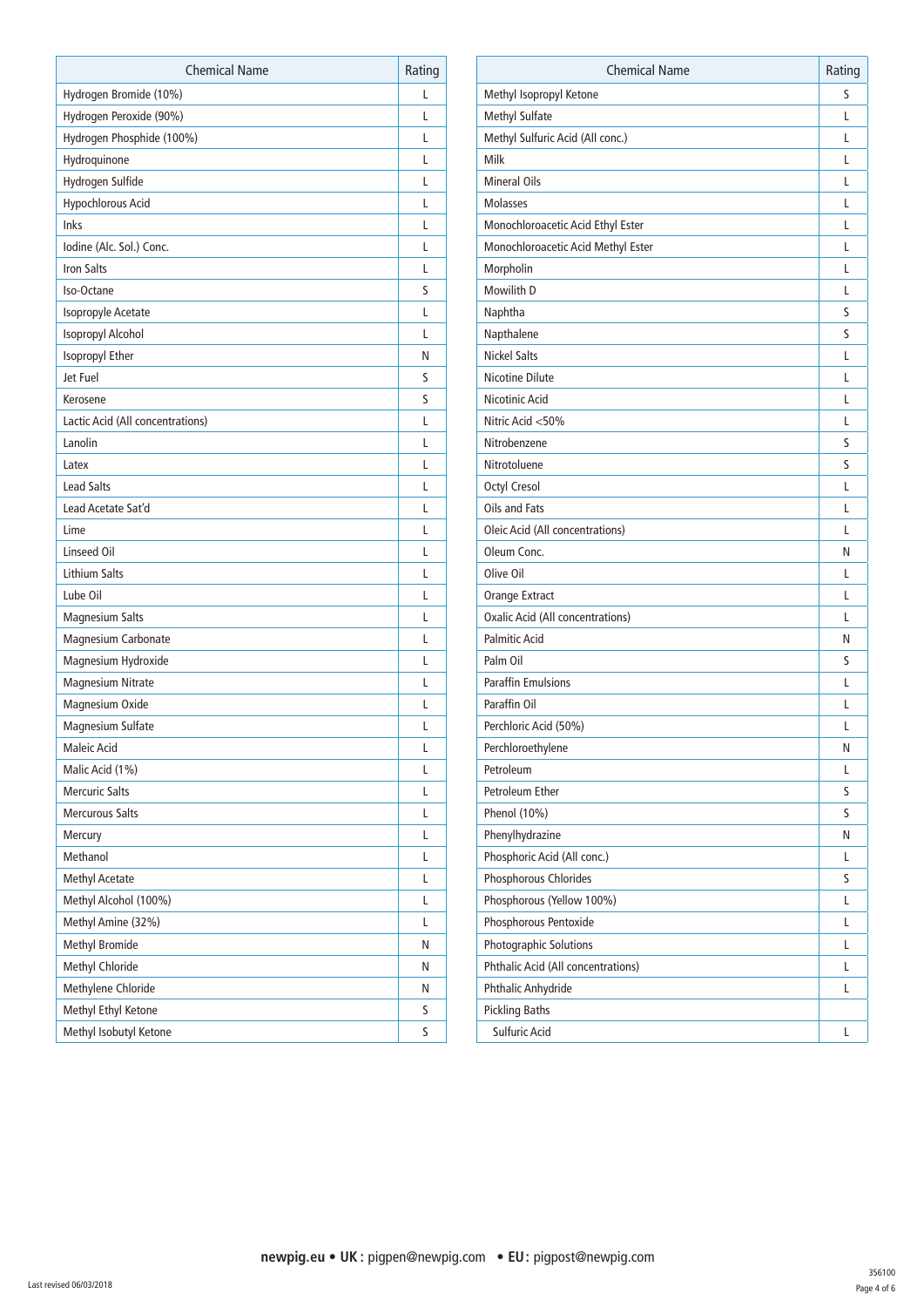| Chemical Name | Rating |
|---|---|
| Hydrogen Bromide (10%) | L |
| Hydrogen Peroxide (90%) | L |
| Hydrogen Phosphide (100%) | L |
| Hydroquinone | L |
| Hydrogen Sulfide | L |
| Hypochlorous Acid | L |
| Inks | L |
| Iodine (Alc. Sol.) Conc. | L |
| Iron Salts | L |
| Iso-Octane | S |
| Isopropyle Acetate | L |
| Isopropyl Alcohol | L |
| Isopropyl Ether | N |
| Jet Fuel | S |
| Kerosene | S |
| Lactic Acid (All concentrations) | L |
| Lanolin | L |
| Latex | L |
| Lead Salts | L |
| Lead Acetate Sat'd | L |
| Lime | L |
| Linseed Oil | L |
| Lithium Salts | L |
| Lube Oil | L |
| Magnesium Salts | L |
| Magnesium Carbonate | L |
| Magnesium Hydroxide | L |
| Magnesium Nitrate | L |
| Magnesium Oxide | L |
| Magnesium Sulfate | L |
| Maleic Acid | L |
| Malic Acid (1%) | L |
| Mercuric Salts | L |
| Mercurous Salts | L |
| Mercury | L |
| Methanol | L |
| Methyl Acetate | L |
| Methyl Alcohol (100%) | L |
| Methyl Amine (32%) | L |
| Methyl Bromide | N |
| Methyl Chloride | N |
| Methylene Chloride | N |
| Methyl Ethyl Ketone | S |
| Methyl Isobutyl Ketone | S |
| Methyl Isopropyl Ketone | S |
| Methyl Sulfate | L |
| Methyl Sulfuric Acid (All conc.) | L |
| Milk | L |
| Mineral Oils | L |
| Molasses | L |
| Monochloroacetic Acid Ethyl Ester | L |
| Monochloroacetic Acid Methyl Ester | L |
| Morpholin | L |
| Mowilith D | L |
| Naphtha | S |
| Napthalene | S |
| Nickel Salts | L |
| Nicotine Dilute | L |
| Nicotinic Acid | L |
| Nitric Acid <50% | L |
| Nitrobenzene | S |
| Nitrotoluene | S |
| Octyl Cresol | L |
| Oils and Fats | L |
| Oleic Acid (All concentrations) | L |
| Oleum Conc. | N |
| Olive Oil | L |
| Orange Extract | L |
| Oxalic Acid (All concentrations) | L |
| Palmitic Acid | N |
| Palm Oil | S |
| Paraffin Emulsions | L |
| Paraffin Oil | L |
| Perchloric Acid (50%) | L |
| Perchloroethylene | N |
| Petroleum | L |
| Petroleum Ether | S |
| Phenol (10%) | S |
| Phenylhydrazine | N |
| Phosphoric Acid (All conc.) | L |
| Phosphorous Chlorides | S |
| Phosphorous (Yellow 100%) | L |
| Phosphorous Pentoxide | L |
| Photographic Solutions | L |
| Phthalic Acid (All concentrations) | L |
| Phthalic Anhydride | L |
| Pickling Baths | |
| Sulfuric Acid | L |

**newpig.eu • UK :** pigpen@newpig.com **• EU:** pigpost@newpig.com

Last revised 06/03/2018

356100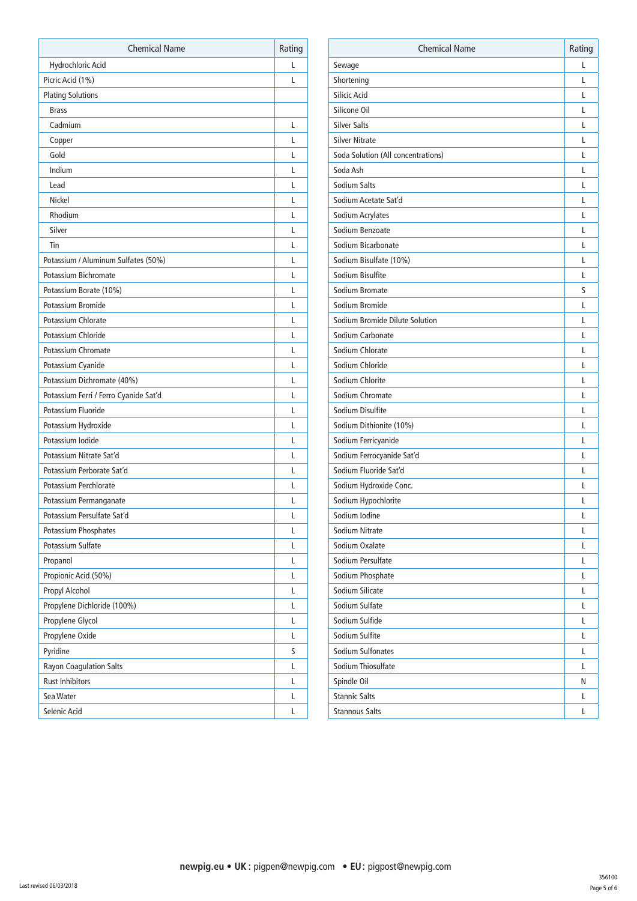| Chemical Name | Rating |
|---|---|
| Hydrochloric Acid | L |
| Picric Acid (1%) | L |
| Plating Solutions | |
| Brass | |
| Cadmium | L |
| Copper | L |
| Gold | L |
| Indium | L |
| Lead | L |
| Nickel | L |
| Rhodium | L |
| Silver | L |
| Tin | L |
| Potassium / Aluminum Sulfates (50%) | L |
| Potassium Bichromate | L |
| Potassium Borate (10%) | L |
| Potassium Bromide | L |
| Potassium Chlorate | L |
| Potassium Chloride | L |
| Potassium Chromate | L |
| Potassium Cyanide | L |
| Potassium Dichromate (40%) | L |
| Potassium Ferri / Ferro Cyanide Sat'd | L |
| Potassium Fluoride | L |
| Potassium Hydroxide | L |
| Potassium Iodide | L |
| Potassium Nitrate Sat'd | L |
| Potassium Perborate Sat'd | L |
| Potassium Perchlorate | L |
| Potassium Permanganate | L |
| Potassium Persulfate Sat'd | L |
| Potassium Phosphates | L |
| Potassium Sulfate | L |
| Propanol | L |
| Propionic Acid (50%) | L |
| Propyl Alcohol | L |
| Propylene Dichloride (100%) | L |
| Propylene Glycol | L |
| Propylene Oxide | L |
| Pyridine | S |
| Rayon Coagulation Salts | L |
| Rust Inhibitors | L |
| Sea Water | L |
| Selenic Acid | L |

| Chemical Name | Rating |
|---|---|
| Sewage | L |
| Shortening | L |
| Silicic Acid | L |
| Silicone Oil | L |
| Silver Salts | L |
| Silver Nitrate | L |
| Soda Solution (All concentrations) | L |
| Soda Ash | L |
| Sodium Salts | L |
| Sodium Acetate Sat'd | L |
| Sodium Acrylates | L |
| Sodium Benzoate | L |
| Sodium Bicarbonate | L |
| Sodium Bisulfate (10%) | L |
| Sodium Bisulfite | L |
| Sodium Bromate | S |
| Sodium Bromide | L |
| Sodium Bromide Dilute Solution | L |
| Sodium Carbonate | L |
| Sodium Chlorate | L |
| Sodium Chloride | L |
| Sodium Chlorite | L |
| Sodium Chromate | L |
| Sodium Disulfite | L |
| Sodium Dithionite (10%) | L |
| Sodium Ferricyanide | L |
| Sodium Ferrocyanide Sat'd | L |
| Sodium Fluoride Sat'd | L |
| Sodium Hydroxide Conc. | L |
| Sodium Hypochlorite | L |
| Sodium Iodine | L |
| Sodium Nitrate | L |
| Sodium Oxalate | L |
| Sodium Persulfate | L |
| Sodium Phosphate | L |
| Sodium Silicate | L |
| Sodium Sulfate | L |
| Sodium Sulfide | L |
| Sodium Sulfite | L |
| Sodium Sulfonates | L |
| Sodium Thiosulfate | L |
| Spindle Oil | N |
| Stannic Salts | L |
| Stannous Salts | L |

**newpig.eu • UK :** pigpen@newpig.com **• EU:** pigpost@newpig.com

Last revised 06/03/2018

356100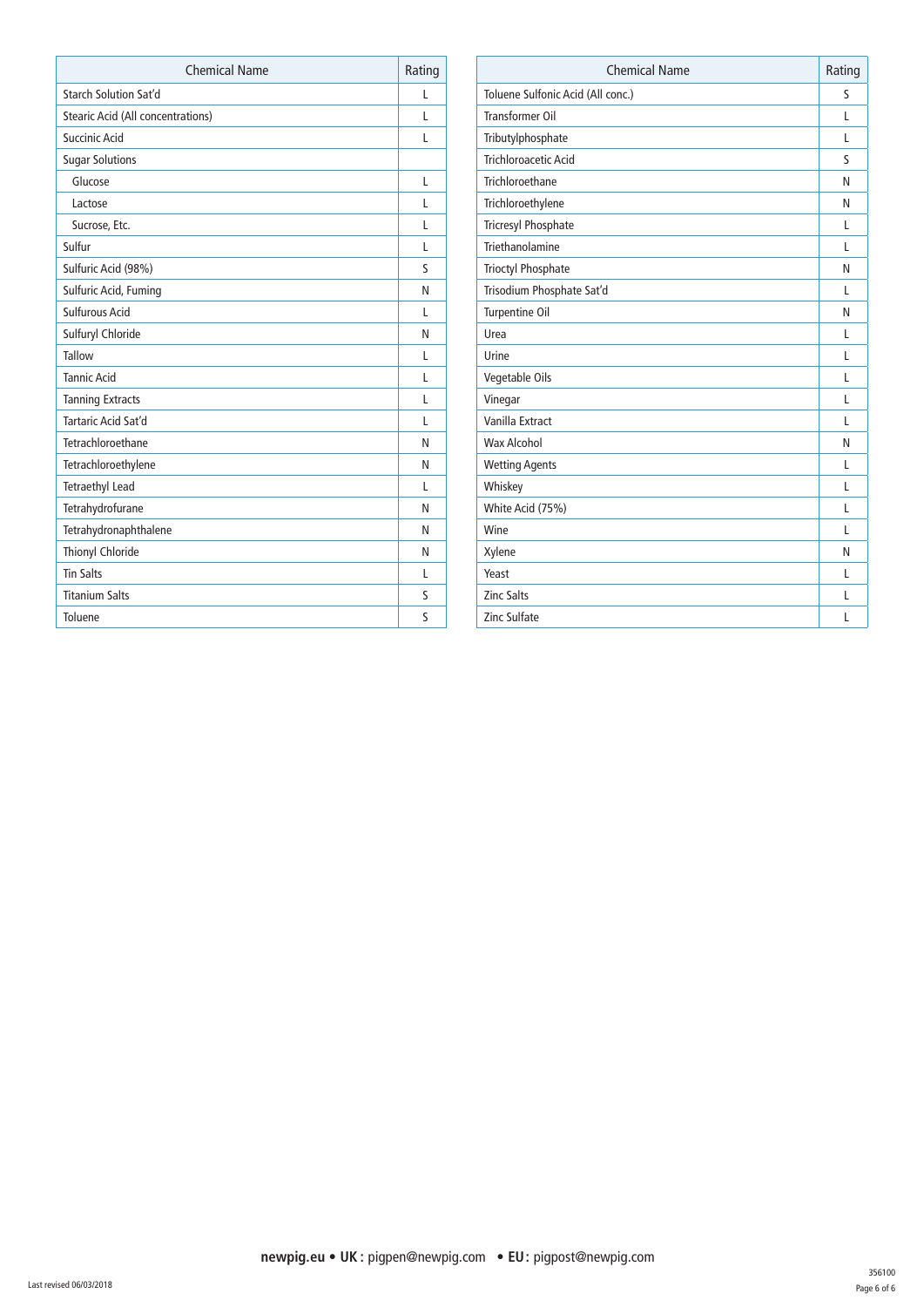| Chemical Name | Rating |
| --- | --- |
| Starch Solution Sat'd | L |
| Stearic Acid (All concentrations) | L |
| Succinic Acid | L |
| Sugar Solutions | |
| Glucose | L |
| Lactose | L |
| Sucrose, Etc. | L |
| Sulfur | L |
| Sulfuric Acid (98%) | S |
| Sulfuric Acid, Fuming | N |
| Sulfurous Acid | L |
| Sulfuryl Chloride | N |
| Tallow | L |
| Tannic Acid | L |
| Tanning Extracts | L |
| Tartaric Acid Sat'd | L |
| Tetrachloroethane | N |
| Tetrachloroethylene | N |
| Tetraethyl Lead | L |
| Tetrahydrofurane | N |
| Tetrahydronaphthalene | N |
| Thionyl Chloride | N |
| Tin Salts | L |
| Titanium Salts | S |
| Toluene | S |

| Chemical Name | Rating |
| --- | --- |
| Toluene Sulfonic Acid (All conc.) | S |
| Transformer Oil | L |
| Tributylphosphate | L |
| Trichloroacetic Acid | S |
| Trichloroethane | N |
| Trichloroethylene | N |
| Tricresyl Phosphate | L |
| Triethanolamine | L |
| Trioctyl Phosphate | N |
| Trisodium Phosphate Sat'd | L |
| Turpentine Oil | N |
| Urea | L |
| Urine | L |
| Vegetable Oils | L |
| Vinegar | L |
| Vanilla Extract | L |
| Wax Alcohol | N |
| Wetting Agents | L |
| Whiskey | L |
| White Acid (75%) | L |
| Wine | L |
| Xylene | N |
| Yeast | L |
| Zinc Salts | L |
| Zinc Sulfate | L |

**newpig.eu • UK :** pigpen@newpig.com **• EU:** pigpost@newpig.com

Last revised 06/03/2018

356100